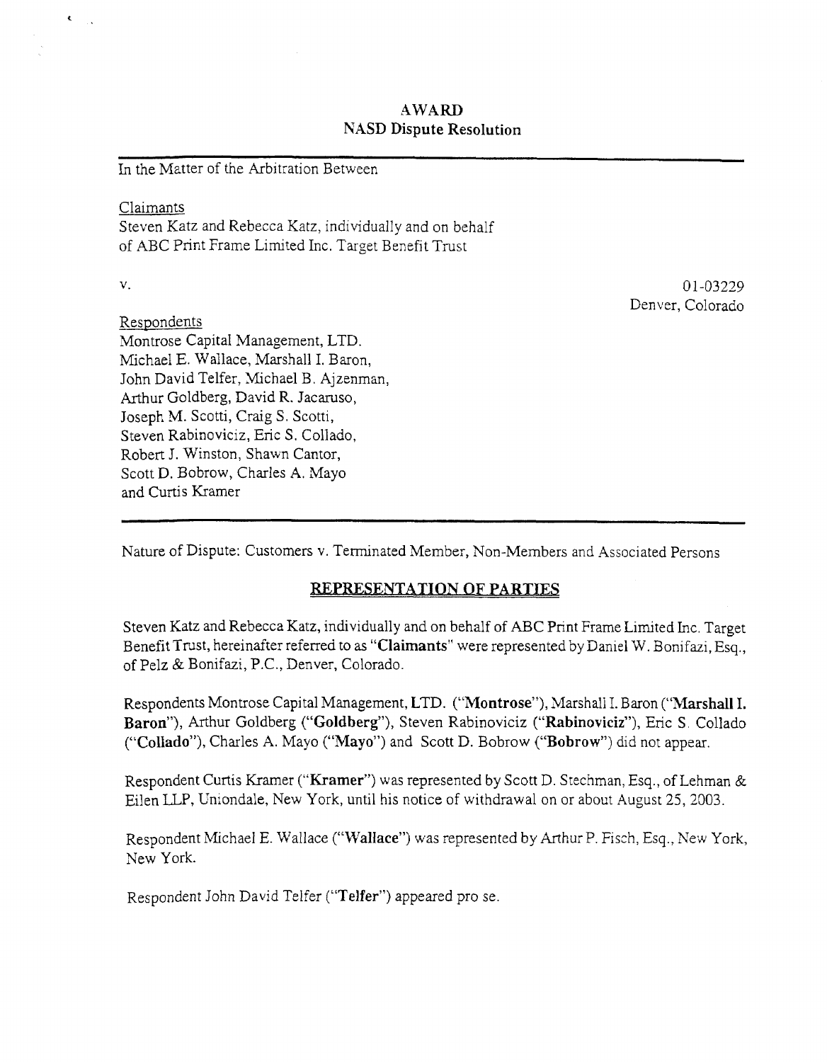# AWARD
## NASD Dispute Resolution

---

In the Matter of the Arbitration Between

Claimants
Steven Katz and Rebecca Katz, individually and on behalf of ABC Print Frame Limited Inc. Target Benefit Trust

v.

01-03229
Denver, Colorado

Respondents
Montrose Capital Management, LTD.
Michael E. Wallace, Marshall I. Baron,
John David Telfer, Michael B. Ajzenman,
Arthur Goldberg, David R. Jacaruso,
Joseph M. Scotti, Craig S. Scotti,
Steven Rabinoviciz, Eric S. Collado,
Robert J. Winston, Shawn Cantor,
Scott D. Bobrow, Charles A. Mayo
and Curtis Kramer

---

Nature of Dispute: Customers v. Terminated Member, Non-Members and Associated Persons

## REPRESENTATION OF PARTIES

Steven Katz and Rebecca Katz, individually and on behalf of ABC Print Frame Limited Inc. Target Benefit Trust, hereinafter referred to as "**Claimants**" were represented by Daniel W. Bonifazi, Esq., of Pelz & Bonifazi, P.C., Denver, Colorado.

Respondents Montrose Capital Management, LTD. ("**Montrose**"), Marshall I. Baron ("**Marshall I. Baron**"), Arthur Goldberg ("**Goldberg**"), Steven Rabinoviciz ("**Rabinoviciz**"), Eric S. Collado ("**Collado**"), Charles A. Mayo ("**Mayo**") and Scott D. Bobrow ("**Bobrow**") did not appear.

Respondent Curtis Kramer ("**Kramer**") was represented by Scott D. Stechman, Esq., of Lehman & Eilen LLP, Uniondale, New York, until his notice of withdrawal on or about August 25, 2003.

Respondent Michael E. Wallace ("**Wallace**") was represented by Arthur P. Fisch, Esq., New York, New York.

Respondent John David Telfer ("**Telfer**") appeared pro se.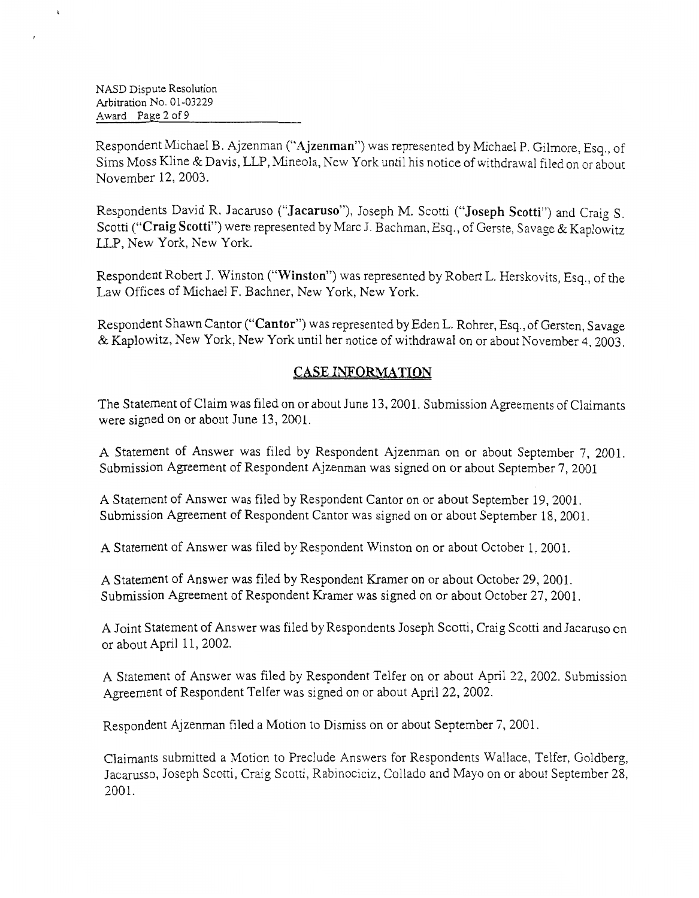Respondent Michael B. Ajzenman ("**Ajzenman**") was represented by Michael P. Gilmore, Esq., of Sims Moss Kline & Davis, LLP, Mineola, New York until his notice of withdrawal filed on or about November 12, 2003.

Respondents David R. Jacaruso ("**Jacaruso**"), Joseph M. Scotti ("**Joseph Scotti**") and Craig S. Scotti ("**Craig Scotti**") were represented by Marc J. Bachman, Esq., of Gerste, Savage & Kaplowitz LLP, New York, New York.

Respondent Robert J. Winston ("**Winston**") was represented by Robert L. Herskovits, Esq., of the Law Offices of Michael F. Bachner, New York, New York.

Respondent Shawn Cantor ("**Cantor**") was represented by Eden L. Rohrer, Esq., of Gersten, Savage & Kaplowitz, New York, New York until her notice of withdrawal on or about November 4, 2003.

## CASE INFORMATION

The Statement of Claim was filed on or about June 13, 2001. Submission Agreements of Claimants were signed on or about June 13, 2001.

A Statement of Answer was filed by Respondent Ajzenman on or about September 7, 2001. Submission Agreement of Respondent Ajzenman was signed on or about September 7, 2001

A Statement of Answer was filed by Respondent Cantor on or about September 19, 2001. Submission Agreement of Respondent Cantor was signed on or about September 18, 2001.

A Statement of Answer was filed by Respondent Winston on or about October 1, 2001.

A Statement of Answer was filed by Respondent Kramer on or about October 29, 2001. Submission Agreement of Respondent Kramer was signed on or about October 27, 2001.

A Joint Statement of Answer was filed by Respondents Joseph Scotti, Craig Scotti and Jacaruso on or about April 11, 2002.

A Statement of Answer was filed by Respondent Telfer on or about April 22, 2002. Submission Agreement of Respondent Telfer was signed on or about April 22, 2002.

Respondent Ajzenman filed a Motion to Dismiss on or about September 7, 2001.

Claimants submitted a Motion to Preclude Answers for Respondents Wallace, Telfer, Goldberg, Jacarusso, Joseph Scotti, Craig Scotti, Rabinociciz, Collado and Mayo on or about September 28, 2001.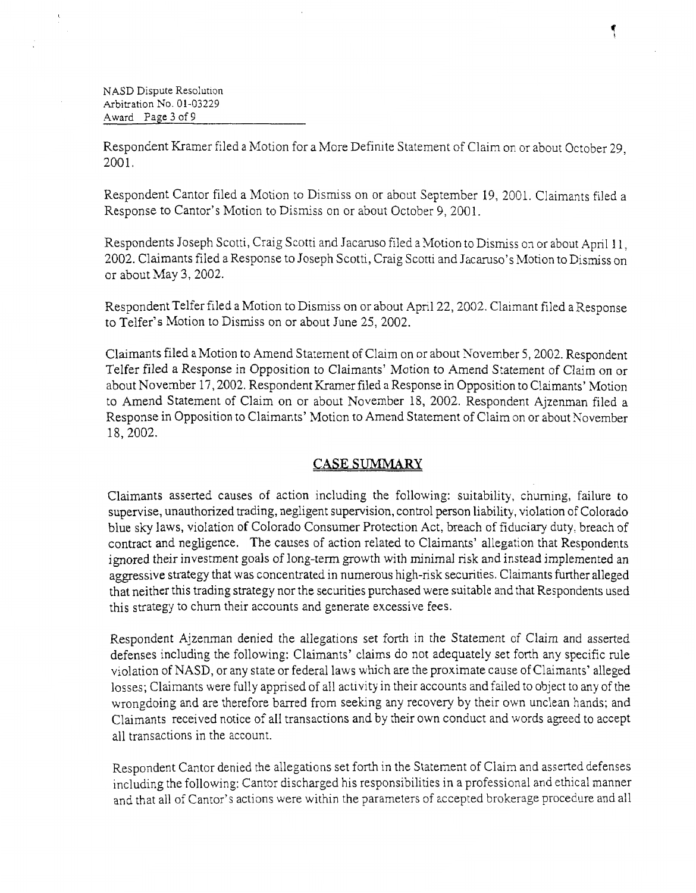Respondent Kramer filed a Motion for a More Definite Statement of Claim on or about October 29, 2001.

Respondent Cantor filed a Motion to Dismiss on or about September 19, 2001. Claimants filed a Response to Cantor's Motion to Dismiss on or about October 9, 2001.

Respondents Joseph Scotti, Craig Scotti and Jacaruso filed a Motion to Dismiss on or about April 11, 2002. Claimants filed a Response to Joseph Scotti, Craig Scotti and Jacaruso's Motion to Dismiss on or about May 3, 2002.

Respondent Telfer filed a Motion to Dismiss on or about April 22, 2002. Claimant filed a Response to Telfer's Motion to Dismiss on or about June 25, 2002.

Claimants filed a Motion to Amend Statement of Claim on or about November 5, 2002. Respondent Telfer filed a Response in Opposition to Claimants' Motion to Amend Statement of Claim on or about November 17, 2002. Respondent Kramer filed a Response in Opposition to Claimants' Motion to Amend Statement of Claim on or about November 18, 2002. Respondent Ajzenman filed a Response in Opposition to Claimants' Motion to Amend Statement of Claim on or about November 18, 2002.

## CASE SUMMARY

Claimants asserted causes of action including the following: suitability, churning, failure to supervise, unauthorized trading, negligent supervision, control person liability, violation of Colorado blue sky laws, violation of Colorado Consumer Protection Act, breach of fiduciary duty, breach of contract and negligence. The causes of action related to Claimants' allegation that Respondents ignored their investment goals of long-term growth with minimal risk and instead implemented an aggressive strategy that was concentrated in numerous high-risk securities. Claimants further alleged that neither this trading strategy nor the securities purchased were suitable and that Respondents used this strategy to churn their accounts and generate excessive fees.

Respondent Ajzenman denied the allegations set forth in the Statement of Claim and asserted defenses including the following: Claimants' claims do not adequately set forth any specific rule violation of NASD, or any state or federal laws which are the proximate cause of Claimants' alleged losses; Claimants were fully apprised of all activity in their accounts and failed to object to any of the wrongdoing and are therefore barred from seeking any recovery by their own unclean hands; and Claimants received notice of all transactions and by their own conduct and words agreed to accept all transactions in the account.

Respondent Cantor denied the allegations set forth in the Statement of Claim and asserted defenses including the following: Cantor discharged his responsibilities in a professional and ethical manner and that all of Cantor's actions were within the parameters of accepted brokerage procedure and all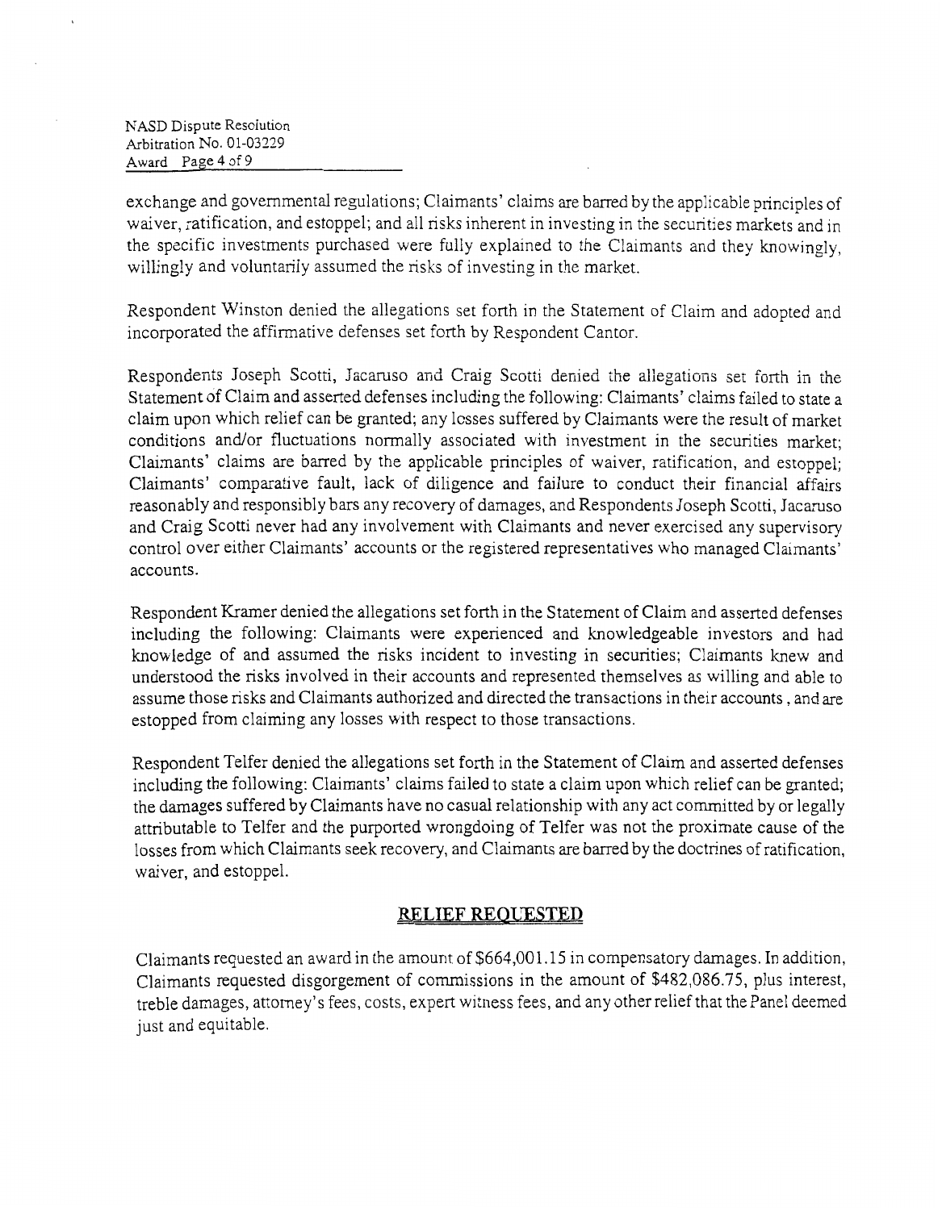exchange and governmental regulations; Claimants' claims are barred by the applicable principles of waiver, ratification, and estoppel; and all risks inherent in investing in the securities markets and in the specific investments purchased were fully explained to the Claimants and they knowingly, willingly and voluntarily assumed the risks of investing in the market.

Respondent Winston denied the allegations set forth in the Statement of Claim and adopted and incorporated the affirmative defenses set forth by Respondent Cantor.

Respondents Joseph Scotti, Jacaruso and Craig Scotti denied the allegations set forth in the Statement of Claim and asserted defenses including the following: Claimants' claims failed to state a claim upon which relief can be granted; any losses suffered by Claimants were the result of market conditions and/or fluctuations normally associated with investment in the securities market; Claimants' claims are barred by the applicable principles of waiver, ratification, and estoppel; Claimants' comparative fault, lack of diligence and failure to conduct their financial affairs reasonably and responsibly bars any recovery of damages, and Respondents Joseph Scotti, Jacaruso and Craig Scotti never had any involvement with Claimants and never exercised any supervisory control over either Claimants' accounts or the registered representatives who managed Claimants' accounts.

Respondent Kramer denied the allegations set forth in the Statement of Claim and asserted defenses including the following: Claimants were experienced and knowledgeable investors and had knowledge of and assumed the risks incident to investing in securities; Claimants knew and understood the risks involved in their accounts and represented themselves as willing and able to assume those risks and Claimants authorized and directed the transactions in their accounts, and are estopped from claiming any losses with respect to those transactions.

Respondent Telfer denied the allegations set forth in the Statement of Claim and asserted defenses including the following: Claimants' claims failed to state a claim upon which relief can be granted; the damages suffered by Claimants have no casual relationship with any act committed by or legally attributable to Telfer and the purported wrongdoing of Telfer was not the proximate cause of the losses from which Claimants seek recovery, and Claimants are barred by the doctrines of ratification, waiver, and estoppel.

## RELIEF REQUESTED

Claimants requested an award in the amount of $664,001.15 in compensatory damages. In addition, Claimants requested disgorgement of commissions in the amount of $482,086.75, plus interest, treble damages, attorney's fees, costs, expert witness fees, and any other relief that the Panel deemed just and equitable.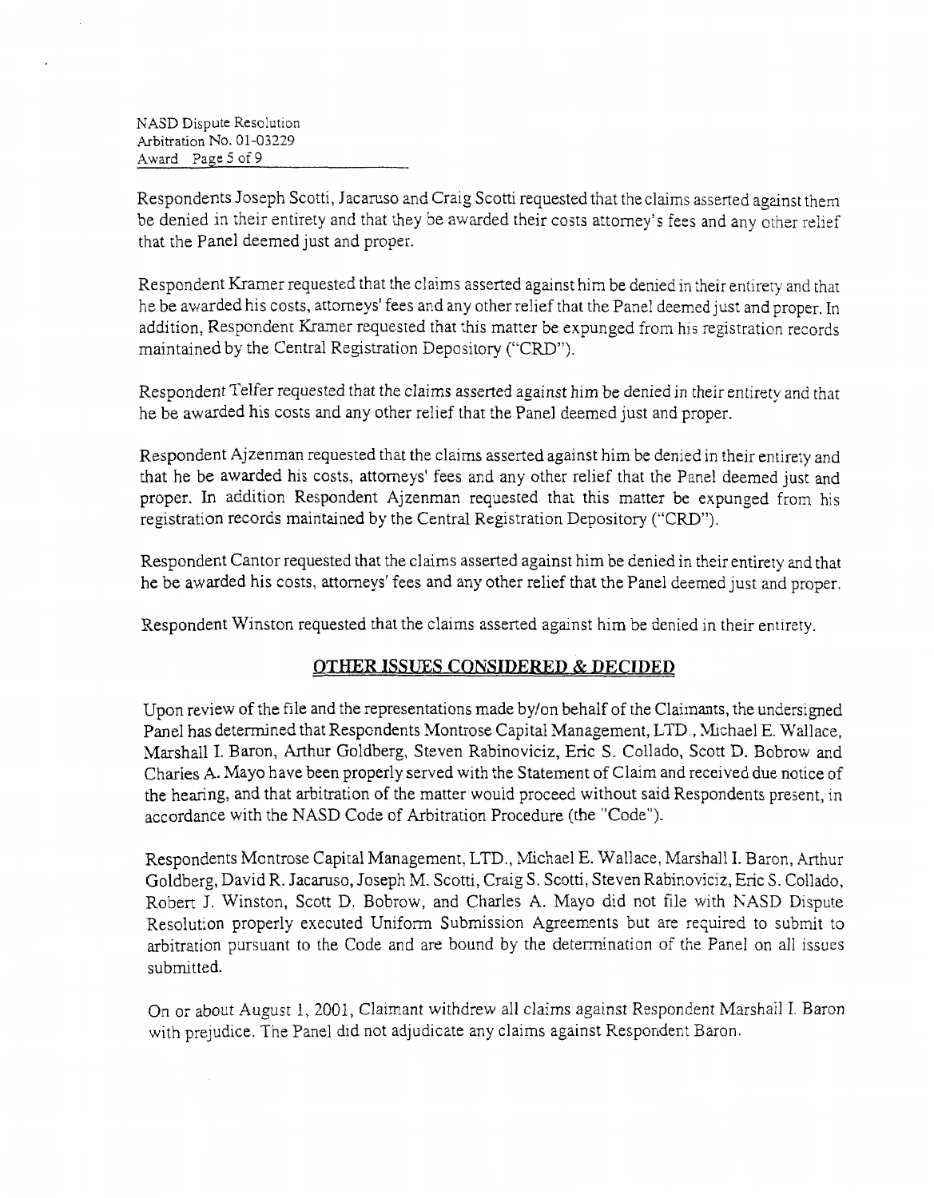Respondents Joseph Scotti, Jacaruso and Craig Scotti requested that the claims asserted against them be denied in their entirety and that they be awarded their costs attorney's fees and any other relief that the Panel deemed just and proper.

Respondent Kramer requested that the claims asserted against him be denied in their entirety and that he be awarded his costs, attorneys' fees and any other relief that the Panel deemed just and proper. In addition, Respondent Kramer requested that this matter be expunged from his registration records maintained by the Central Registration Depository ("CRD").

Respondent Telfer requested that the claims asserted against him be denied in their entirety and that he be awarded his costs and any other relief that the Panel deemed just and proper.

Respondent Ajzenman requested that the claims asserted against him be denied in their entirety and that he be awarded his costs, attorneys' fees and any other relief that the Panel deemed just and proper. In addition Respondent Ajzenman requested that this matter be expunged from his registration records maintained by the Central Registration Depository ("CRD").

Respondent Cantor requested that the claims asserted against him be denied in their entirety and that he be awarded his costs, attorneys' fees and any other relief that the Panel deemed just and proper.

Respondent Winston requested that the claims asserted against him be denied in their entirety.

## OTHER ISSUES CONSIDERED & DECIDED

Upon review of the file and the representations made by/on behalf of the Claimants, the undersigned Panel has determined that Respondents Montrose Capital Management, LTD., Michael E. Wallace, Marshall I. Baron, Arthur Goldberg, Steven Rabinoviciz, Eric S. Collado, Scott D. Bobrow and Charles A. Mayo have been properly served with the Statement of Claim and received due notice of the hearing, and that arbitration of the matter would proceed without said Respondents present, in accordance with the NASD Code of Arbitration Procedure (the "Code").

Respondents Montrose Capital Management, LTD., Michael E. Wallace, Marshall I. Baron, Arthur Goldberg, David R. Jacaruso, Joseph M. Scotti, Craig S. Scotti, Steven Rabinoviciz, Eric S. Collado, Robert J. Winston, Scott D. Bobrow, and Charles A. Mayo did not file with NASD Dispute Resolution properly executed Uniform Submission Agreements but are required to submit to arbitration pursuant to the Code and are bound by the determination of the Panel on all issues submitted.

On or about August 1, 2001, Claimant withdrew all claims against Respondent Marshall I. Baron with prejudice. The Panel did not adjudicate any claims against Respondent Baron.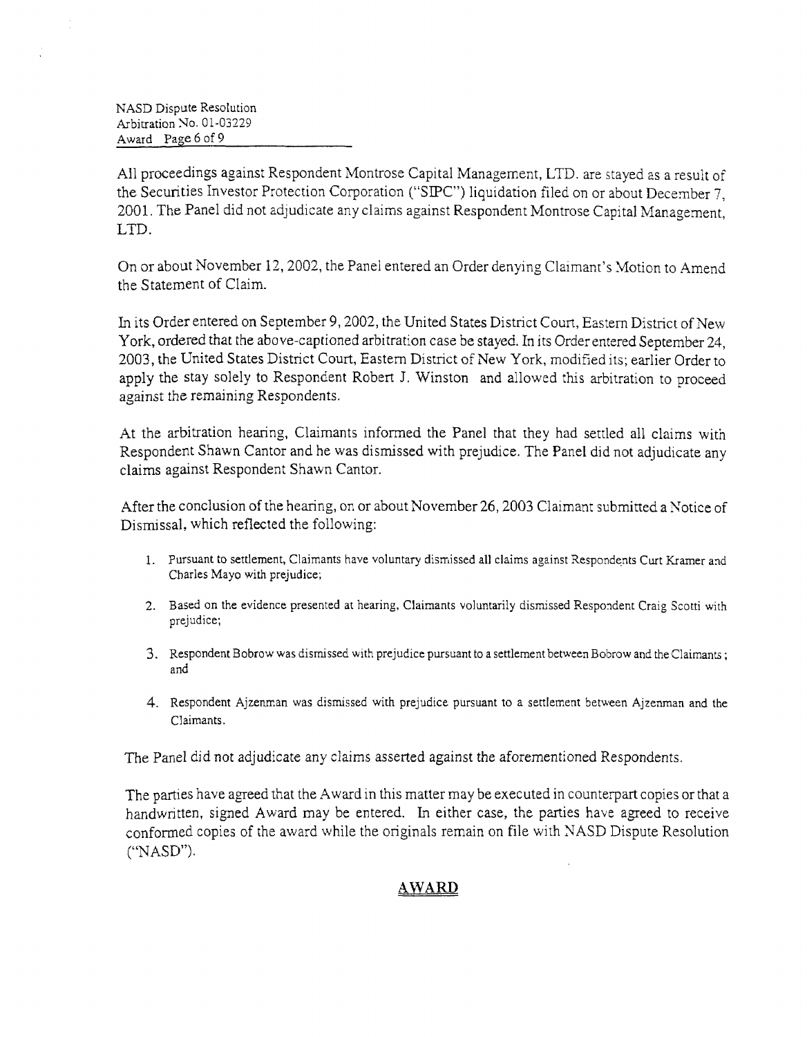All proceedings against Respondent Montrose Capital Management, LTD. are stayed as a result of the Securities Investor Protection Corporation ("SIPC") liquidation filed on or about December 7, 2001. The Panel did not adjudicate any claims against Respondent Montrose Capital Management, LTD.

On or about November 12, 2002, the Panel entered an Order denying Claimant's Motion to Amend the Statement of Claim.

In its Order entered on September 9, 2002, the United States District Court, Eastern District of New York, ordered that the above-captioned arbitration case be stayed. In its Order entered September 24, 2003, the United States District Court, Eastern District of New York, modified its; earlier Order to apply the stay solely to Respondent Robert J. Winston and allowed this arbitration to proceed against the remaining Respondents.

At the arbitration hearing, Claimants informed the Panel that they had settled all claims with Respondent Shawn Cantor and he was dismissed with prejudice. The Panel did not adjudicate any claims against Respondent Shawn Cantor.

After the conclusion of the hearing, on or about November 26, 2003 Claimant submitted a Notice of Dismissal, which reflected the following:

1. Pursuant to settlement, Claimants have voluntary dismissed all claims against Respondents Curt Kramer and Charles Mayo with prejudice;
2. Based on the evidence presented at hearing, Claimants voluntarily dismissed Respondent Craig Scotti with prejudice;
3. Respondent Bobrow was dismissed with prejudice pursuant to a settlement between Bobrow and the Claimants; and
4. Respondent Ajzenman was dismissed with prejudice pursuant to a settlement between Ajzenman and the Claimants.

The Panel did not adjudicate any claims asserted against the aforementioned Respondents.

The parties have agreed that the Award in this matter may be executed in counterpart copies or that a handwritten, signed Award may be entered. In either case, the parties have agreed to receive conformed copies of the award while the originals remain on file with NASD Dispute Resolution ("NASD").

## AWARD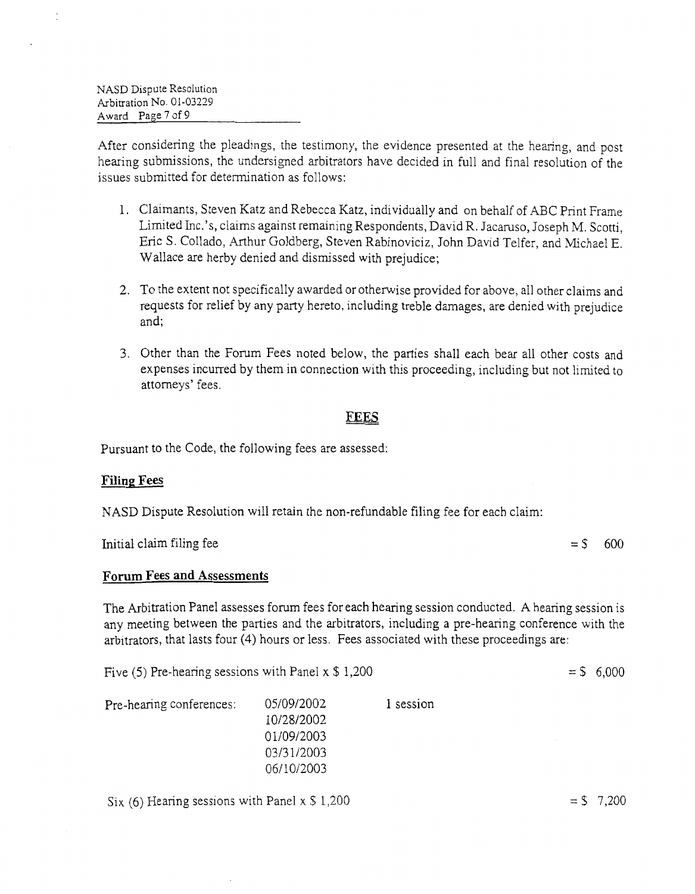After considering the pleadings, the testimony, the evidence presented at the hearing, and post hearing submissions, the undersigned arbitrators have decided in full and final resolution of the issues submitted for determination as follows:

1. Claimants, Steven Katz and Rebecca Katz, individually and on behalf of ABC Print Frame Limited Inc.'s, claims against remaining Respondents, David R. Jacaruso, Joseph M. Scotti, Eric S. Collado, Arthur Goldberg, Steven Rabinoviciz, John David Telfer, and Michael E. Wallace are herby denied and dismissed with prejudice;

2. To the extent not specifically awarded or otherwise provided for above, all other claims and requests for relief by any party hereto, including treble damages, are denied with prejudice and;

3. Other than the Forum Fees noted below, the parties shall each bear all other costs and expenses incurred by them in connection with this proceeding, including but not limited to attorneys' fees.

## FEES

Pursuant to the Code, the following fees are assessed:

### Filing Fees

NASD Dispute Resolution will retain the non-refundable filing fee for each claim:

Initial claim filing fee = $ 600

### Forum Fees and Assessments

The Arbitration Panel assesses forum fees for each hearing session conducted. A hearing session is any meeting between the parties and the arbitrators, including a pre-hearing conference with the arbitrators, that lasts four (4) hours or less. Fees associated with these proceedings are:

Five (5) Pre-hearing sessions with Panel x $ 1,200 = $ 6,000

| | | |
|---|---|---|
| Pre-hearing conferences: | 05/09/2002 | 1 session |
| | 10/28/2002 | |
| | 01/09/2003 | |
| | 03/31/2003 | |
| | 06/10/2003 | |

Six (6) Hearing sessions with Panel x $ 1,200 = $ 7,200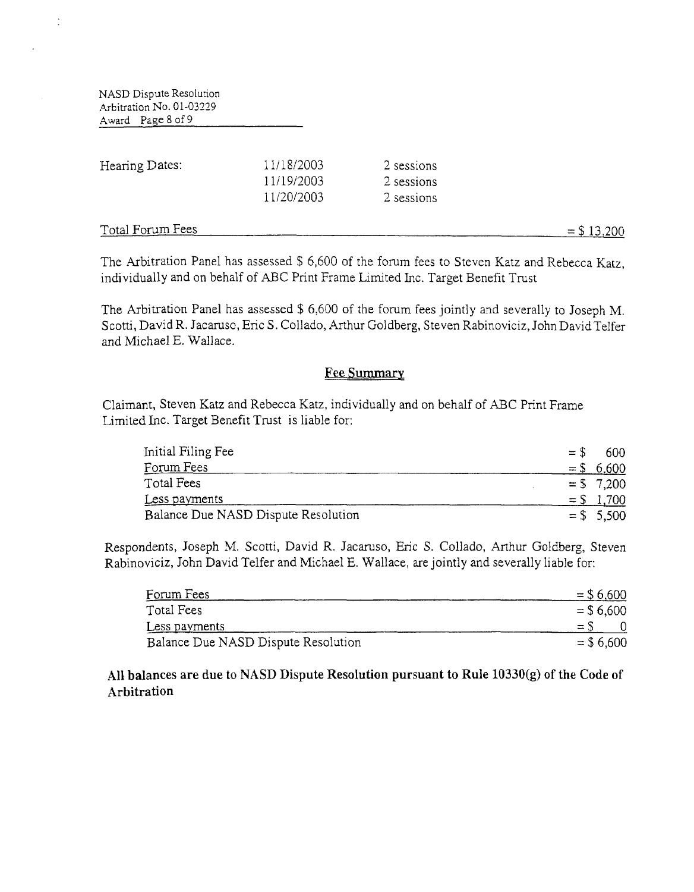| | | |
|---|---|---|
| Hearing Dates: | 11/18/2003 | 2 sessions |
| | 11/19/2003 | 2 sessions |
| | 11/20/2003 | 2 sessions |

Total Forum Fees = $ 13,200

The Arbitration Panel has assessed $ 6,600 of the forum fees to Steven Katz and Rebecca Katz, individually and on behalf of ABC Print Frame Limited Inc. Target Benefit Trust

The Arbitration Panel has assessed $ 6,600 of the forum fees jointly and severally to Joseph M. Scotti, David R. Jacaruso, Eric S. Collado, Arthur Goldberg, Steven Rabinoviciz, John David Telfer and Michael E. Wallace.

## Fee Summary

Claimant, Steven Katz and Rebecca Katz, individually and on behalf of ABC Print Frame Limited Inc. Target Benefit Trust is liable for:

| | |
|---|---|
| Initial Filing Fee | = $ 600 |
| Forum Fees | = $ 6,600 |
| Total Fees | = $ 7,200 |
| Less payments | = $ 1,700 |
| Balance Due NASD Dispute Resolution | = $ 5,500 |

Respondents, Joseph M. Scotti, David R. Jacaruso, Eric S. Collado, Arthur Goldberg, Steven Rabinoviciz, John David Telfer and Michael E. Wallace, are jointly and severally liable for:

| | |
|---|---|
| Forum Fees | = $ 6,600 |
| Total Fees | = $ 6,600 |
| Less payments | = $ 0 |
| Balance Due NASD Dispute Resolution | = $ 6,600 |

**All balances are due to NASD Dispute Resolution pursuant to Rule 10330(g) of the Code of Arbitration**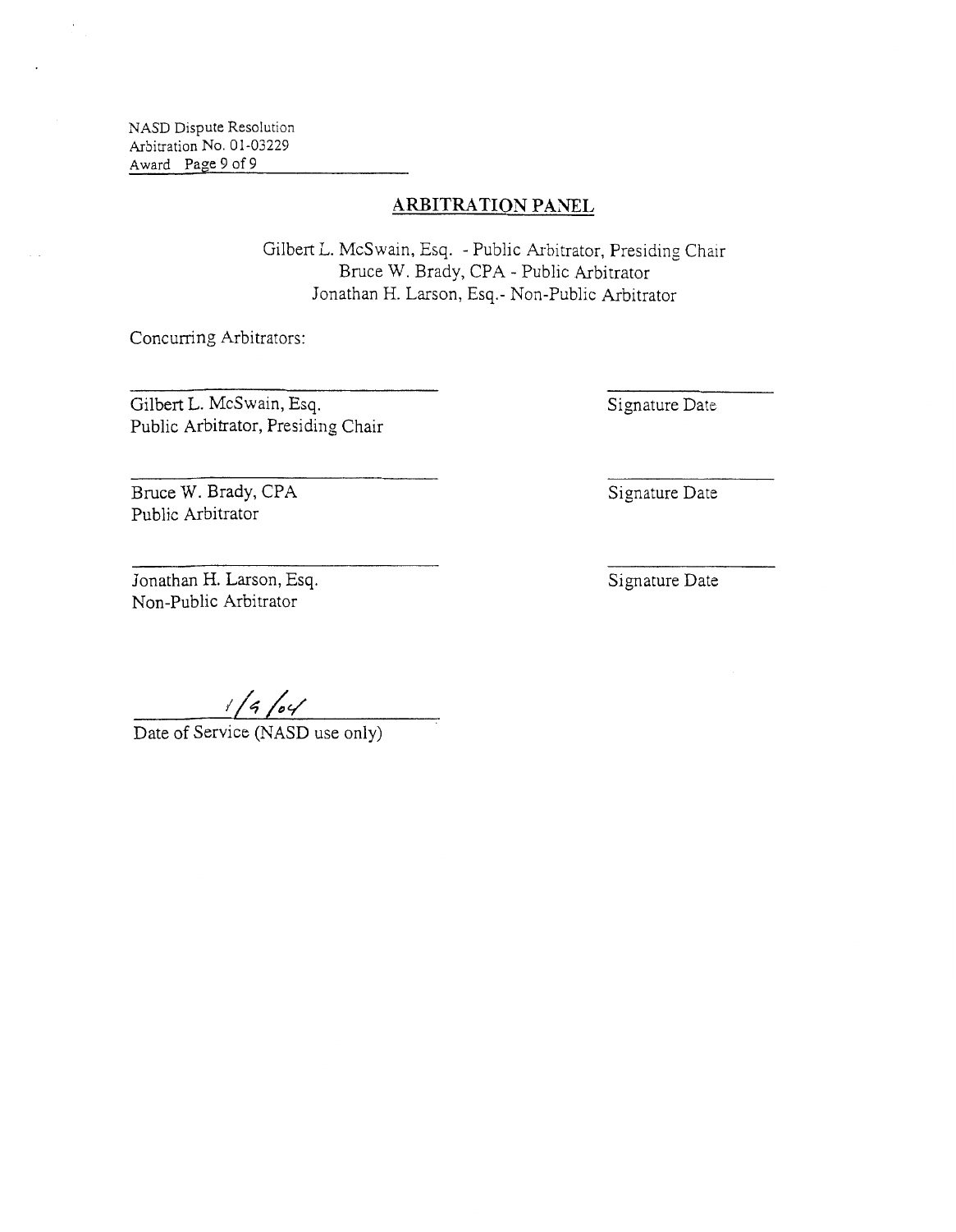## ARBITRATION PANEL

Gilbert L. McSwain, Esq. - Public Arbitrator, Presiding Chair
Bruce W. Brady, CPA - Public Arbitrator
Jonathan H. Larson, Esq.- Non-Public Arbitrator

Concurring Arbitrators:

\_\_\_\_\_\_\_\_\_\_\_\_\_\_\_\_\_\_\_\_\_\_\_\_\_\_\_\_\_\_ \_\_\_\_\_\_\_\_\_\_\_\_\_\_\_
Gilbert L. McSwain, Esq. — Signature Date
Public Arbitrator, Presiding Chair

\_\_\_\_\_\_\_\_\_\_\_\_\_\_\_\_\_\_\_\_\_\_\_\_\_\_\_\_\_\_ \_\_\_\_\_\_\_\_\_\_\_\_\_\_\_
Bruce W. Brady, CPA — Signature Date
Public Arbitrator

\_\_\_\_\_\_\_\_\_\_\_\_\_\_\_\_\_\_\_\_\_\_\_\_\_\_\_\_\_\_ \_\_\_\_\_\_\_\_\_\_\_\_\_\_\_
Jonathan H. Larson, Esq. — Signature Date
Non-Public Arbitrator

1/9/04
Date of Service (NASD use only)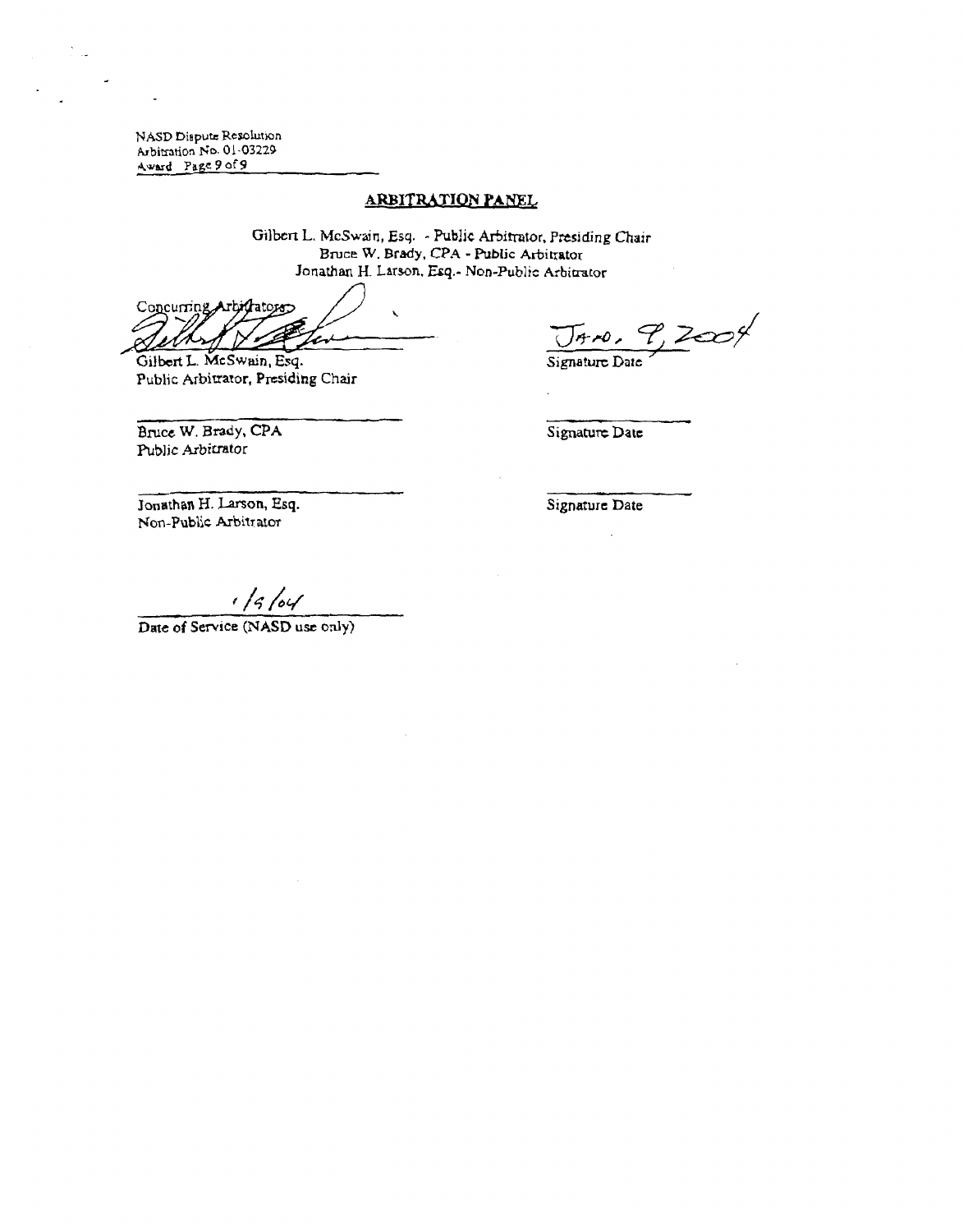NASD Dispute Resolution
Arbitration No. 01-03229

## ARBITRATION PANEL

Gilbert L. McSwain, Esq. - Public Arbitrator, Presiding Chair
Bruce W. Brady, CPA - Public Arbitrator
Jonathan H. Larson, Esq.- Non-Public Arbitrator

Concurring Arbitrators

| | |
|---|---|
| *[signature]* | Jan. 9, 2004 |
| Gilbert L. McSwain, Esq.<br>Public Arbitrator, Presiding Chair | Signature Date |
| Bruce W. Brady, CPA<br>Public Arbitrator | Signature Date |
| Jonathan H. Larson, Esq.<br>Non-Public Arbitrator | Signature Date |

1/9/04
Date of Service (NASD use only)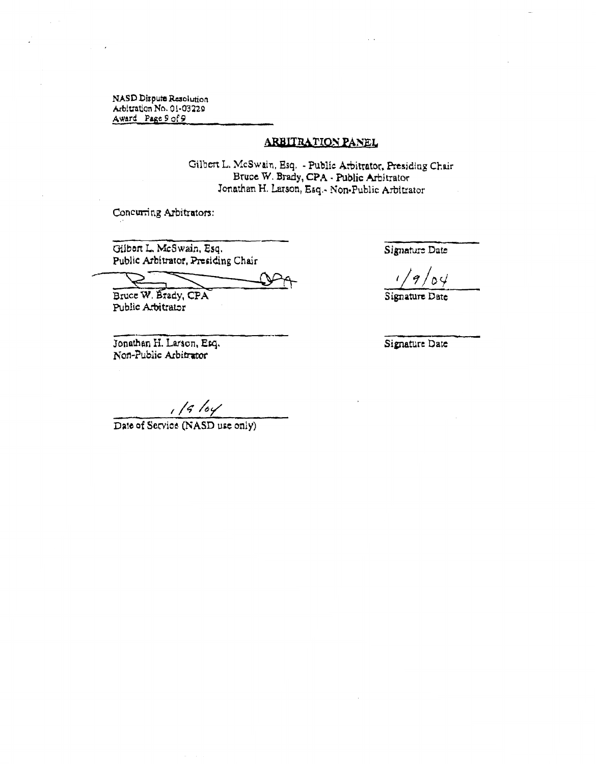NASD Dispute Resolution
Arbitration No. 01-03229

## ARBITRATION PANEL

Gilbert L. McSwain, Esq. - Public Arbitrator, Presiding Chair
Bruce W. Brady, CPA - Public Arbitrator
Jonathan H. Larson, Esq.- Non-Public Arbitrator

Concurring Arbitrators:

| | |
|---|---|
| Gilbert L. McSwain, Esq.<br>Public Arbitrator, Presiding Chair | Signature Date |
| Bruce W. Brady, CPA<br>Public Arbitrator | 1/9/04<br>Signature Date |
| Jonathan H. Larson, Esq.<br>Non-Public Arbitrator | Signature Date |

1/9/04
Date of Service (NASD use only)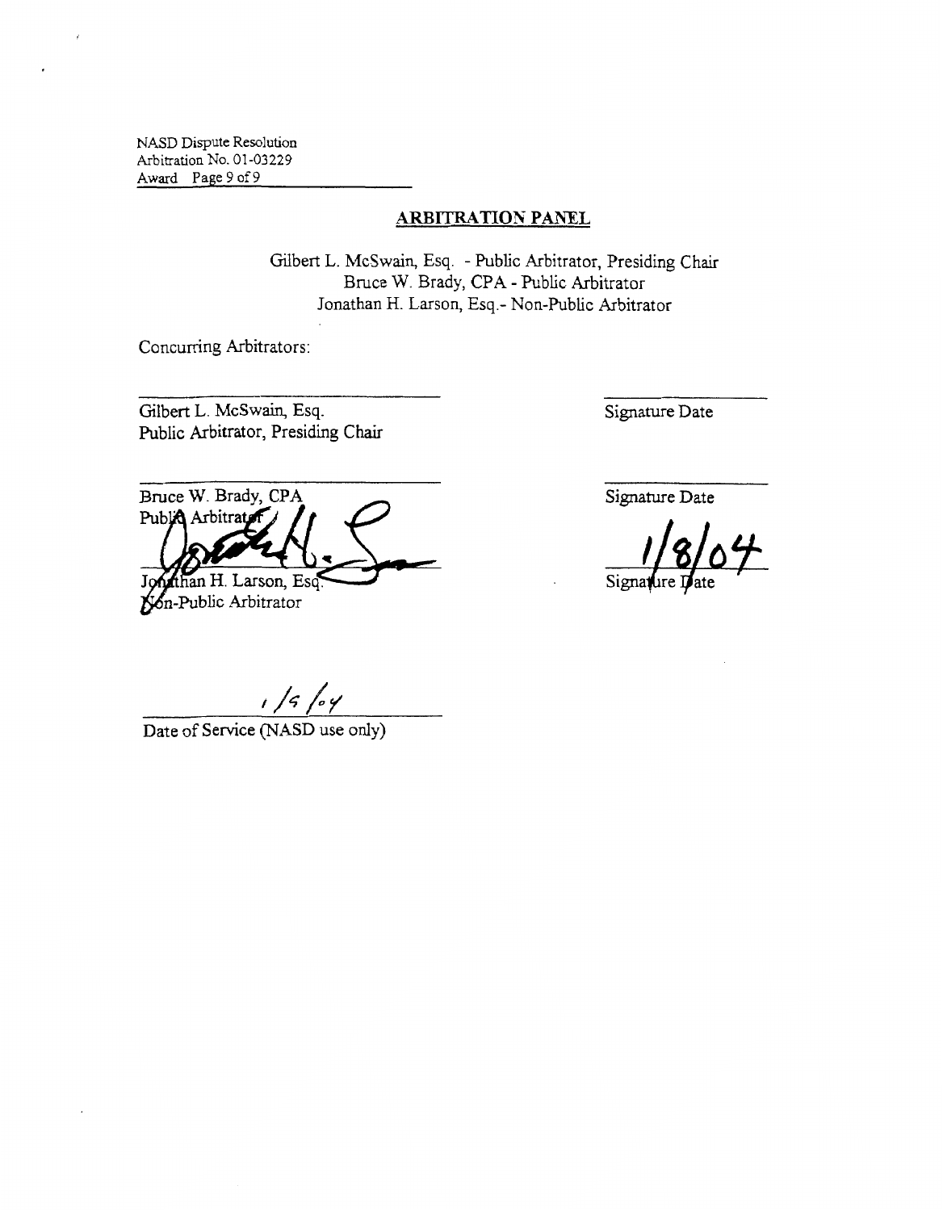NASD Dispute Resolution
Arbitration No. 01-03229
Award

## ARBITRATION PANEL

Gilbert L. McSwain, Esq. - Public Arbitrator, Presiding Chair
Bruce W. Brady, CPA - Public Arbitrator
Jonathan H. Larson, Esq.- Non-Public Arbitrator

Concurring Arbitrators:

| | |
|---|---|
| ______________________ | ______________ |
| Gilbert L. McSwain, Esq.<br>Public Arbitrator, Presiding Chair | Signature Date |
| ______________________ | ______________ |
| Bruce W. Brady, CPA<br>Public Arbitrator | Signature Date |
| ______________________ | 1/8/04 |
| Jonathan H. Larson, Esq.<br>Non-Public Arbitrator | Signature Date |

1/9/04
Date of Service (NASD use only)